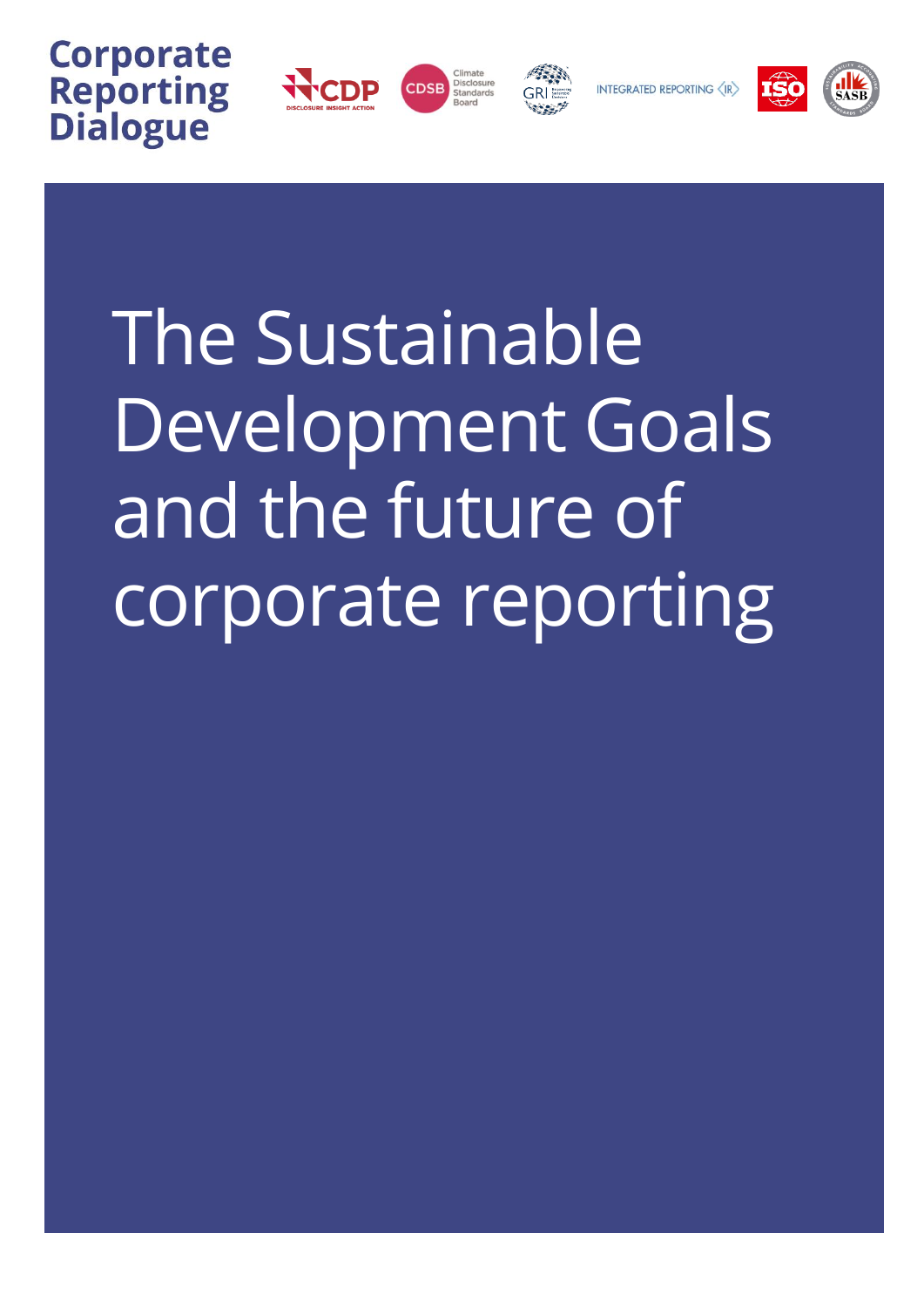Corporate Reporting Dialogue

# The Sustainable Development Goals and the future of corporate reporting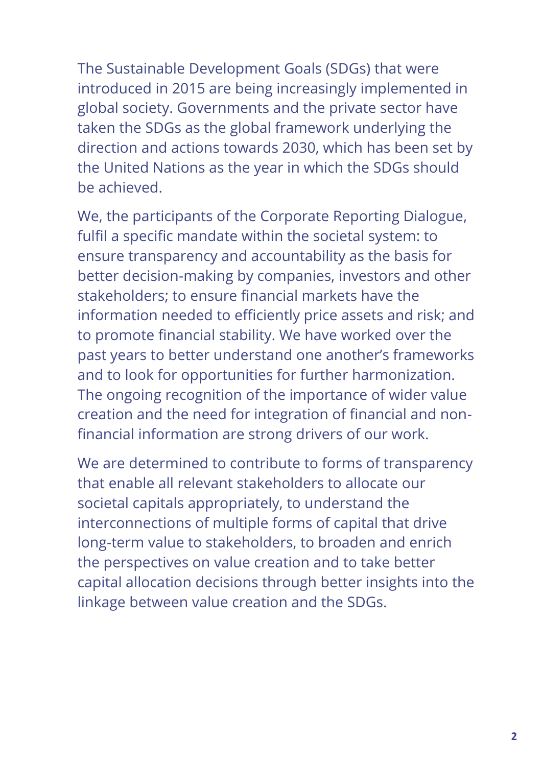The Sustainable Development Goals (SDGs) that were introduced in 2015 are being increasingly implemented in global society. Governments and the private sector have taken the SDGs as the global framework underlying the direction and actions towards 2030, which has been set by the United Nations as the year in which the SDGs should be achieved.

We, the participants of the Corporate Reporting Dialogue, fulfil a specific mandate within the societal system: to ensure transparency and accountability as the basis for better decision-making by companies, investors and other stakeholders; to ensure financial markets have the information needed to efficiently price assets and risk; and to promote financial stability. We have worked over the past years to better understand one another's frameworks and to look for opportunities for further harmonization. The ongoing recognition of the importance of wider value creation and the need for integration of financial and non-financial information are strong drivers of our work.

We are determined to contribute to forms of transparency that enable all relevant stakeholders to allocate our societal capitals appropriately, to understand the interconnections of multiple forms of capital that drive long-term value to stakeholders, to broaden and enrich the perspectives on value creation and to take better capital allocation decisions through better insights into the linkage between value creation and the SDGs.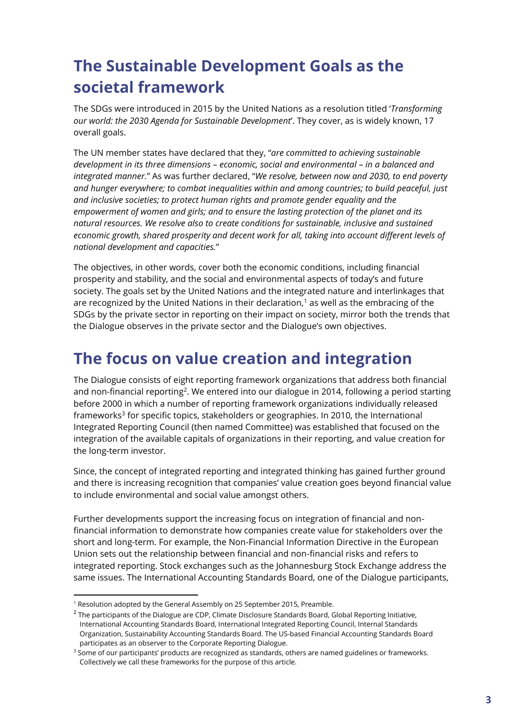## The Sustainable Development Goals as the societal framework

The SDGs were introduced in 2015 by the United Nations as a resolution titled '*Transforming our world: the 2030 Agenda for Sustainable Development*'. They cover, as is widely known, 17 overall goals.

The UN member states have declared that they, "*are committed to achieving sustainable development in its three dimensions – economic, social and environmental – in a balanced and integrated manner.*" As was further declared, "*We resolve, between now and 2030, to end poverty and hunger everywhere; to combat inequalities within and among countries; to build peaceful, just and inclusive societies; to protect human rights and promote gender equality and the empowerment of women and girls; and to ensure the lasting protection of the planet and its natural resources. We resolve also to create conditions for sustainable, inclusive and sustained economic growth, shared prosperity and decent work for all, taking into account different levels of national development and capacities.*"

The objectives, in other words, cover both the economic conditions, including financial prosperity and stability, and the social and environmental aspects of today's and future society. The goals set by the United Nations and the integrated nature and interlinkages that are recognized by the United Nations in their declaration,[1] as well as the embracing of the SDGs by the private sector in reporting on their impact on society, mirror both the trends that the Dialogue observes in the private sector and the Dialogue's own objectives.

## The focus on value creation and integration

The Dialogue consists of eight reporting framework organizations that address both financial and non-financial reporting[2]. We entered into our dialogue in 2014, following a period starting before 2000 in which a number of reporting framework organizations individually released frameworks[3] for specific topics, stakeholders or geographies. In 2010, the International Integrated Reporting Council (then named Committee) was established that focused on the integration of the available capitals of organizations in their reporting, and value creation for the long-term investor.

Since, the concept of integrated reporting and integrated thinking has gained further ground and there is increasing recognition that companies' value creation goes beyond financial value to include environmental and social value amongst others.

Further developments support the increasing focus on integration of financial and non-financial information to demonstrate how companies create value for stakeholders over the short and long-term. For example, the Non-Financial Information Directive in the European Union sets out the relationship between financial and non-financial risks and refers to integrated reporting. Stock exchanges such as the Johannesburg Stock Exchange address the same issues. The International Accounting Standards Board, one of the Dialogue participants,

---

[1] Resolution adopted by the General Assembly on 25 September 2015, Preamble.

[2] The participants of the Dialogue are CDP, Climate Disclosure Standards Board, Global Reporting Initiative, International Accounting Standards Board, International Integrated Reporting Council, Internal Standards Organization, Sustainability Accounting Standards Board. The US-based Financial Accounting Standards Board participates as an observer to the Corporate Reporting Dialogue.

[3] Some of our participants' products are recognized as standards, others are named guidelines or frameworks. Collectively we call these frameworks for the purpose of this article.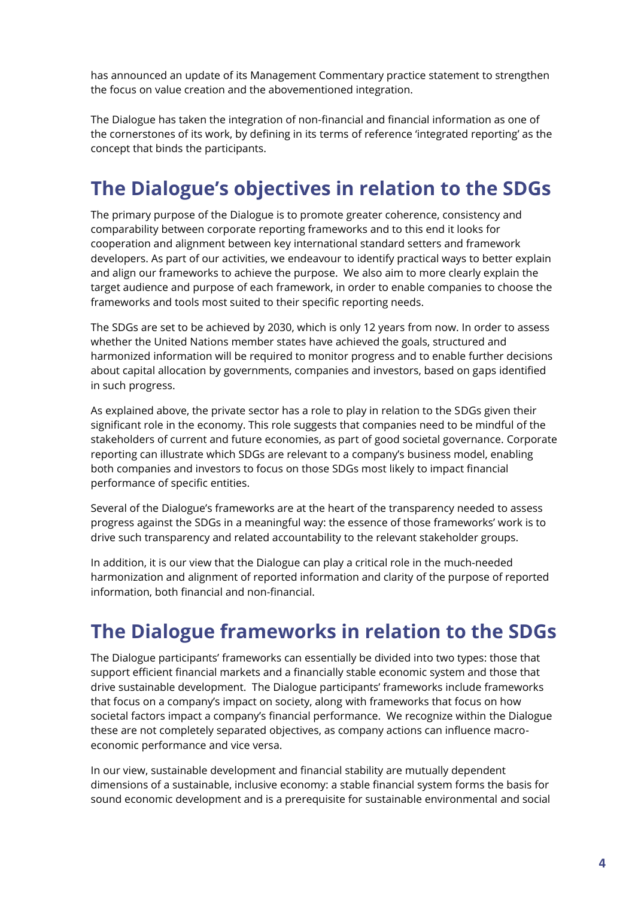has announced an update of its Management Commentary practice statement to strengthen the focus on value creation and the abovementioned integration.

The Dialogue has taken the integration of non-financial and financial information as one of the cornerstones of its work, by defining in its terms of reference 'integrated reporting' as the concept that binds the participants.

## The Dialogue's objectives in relation to the SDGs

The primary purpose of the Dialogue is to promote greater coherence, consistency and comparability between corporate reporting frameworks and to this end it looks for cooperation and alignment between key international standard setters and framework developers. As part of our activities, we endeavour to identify practical ways to better explain and align our frameworks to achieve the purpose. We also aim to more clearly explain the target audience and purpose of each framework, in order to enable companies to choose the frameworks and tools most suited to their specific reporting needs.

The SDGs are set to be achieved by 2030, which is only 12 years from now. In order to assess whether the United Nations member states have achieved the goals, structured and harmonized information will be required to monitor progress and to enable further decisions about capital allocation by governments, companies and investors, based on gaps identified in such progress.

As explained above, the private sector has a role to play in relation to the SDGs given their significant role in the economy. This role suggests that companies need to be mindful of the stakeholders of current and future economies, as part of good societal governance. Corporate reporting can illustrate which SDGs are relevant to a company's business model, enabling both companies and investors to focus on those SDGs most likely to impact financial performance of specific entities.

Several of the Dialogue's frameworks are at the heart of the transparency needed to assess progress against the SDGs in a meaningful way: the essence of those frameworks' work is to drive such transparency and related accountability to the relevant stakeholder groups.

In addition, it is our view that the Dialogue can play a critical role in the much-needed harmonization and alignment of reported information and clarity of the purpose of reported information, both financial and non-financial.

## The Dialogue frameworks in relation to the SDGs

The Dialogue participants' frameworks can essentially be divided into two types: those that support efficient financial markets and a financially stable economic system and those that drive sustainable development. The Dialogue participants' frameworks include frameworks that focus on a company's impact on society, along with frameworks that focus on how societal factors impact a company's financial performance. We recognize within the Dialogue these are not completely separated objectives, as company actions can influence macro-economic performance and vice versa.

In our view, sustainable development and financial stability are mutually dependent dimensions of a sustainable, inclusive economy: a stable financial system forms the basis for sound economic development and is a prerequisite for sustainable environmental and social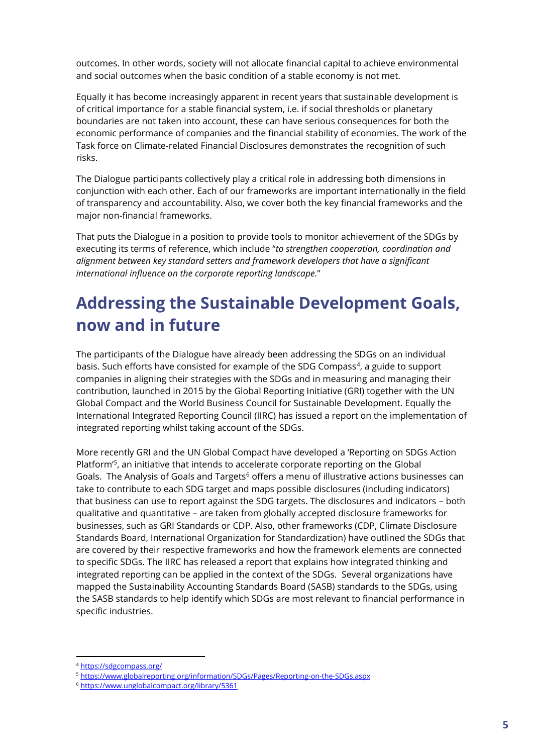outcomes. In other words, society will not allocate financial capital to achieve environmental and social outcomes when the basic condition of a stable economy is not met.

Equally it has become increasingly apparent in recent years that sustainable development is of critical importance for a stable financial system, i.e. if social thresholds or planetary boundaries are not taken into account, these can have serious consequences for both the economic performance of companies and the financial stability of economies. The work of the Task force on Climate-related Financial Disclosures demonstrates the recognition of such risks.

The Dialogue participants collectively play a critical role in addressing both dimensions in conjunction with each other. Each of our frameworks are important internationally in the field of transparency and accountability. Also, we cover both the key financial frameworks and the major non-financial frameworks.

That puts the Dialogue in a position to provide tools to monitor achievement of the SDGs by executing its terms of reference, which include "*to strengthen cooperation, coordination and alignment between key standard setters and framework developers that have a significant international influence on the corporate reporting landscape.*"

# Addressing the Sustainable Development Goals, now and in future

The participants of the Dialogue have already been addressing the SDGs on an individual basis. Such efforts have consisted for example of the SDG Compass[4], a guide to support companies in aligning their strategies with the SDGs and in measuring and managing their contribution, launched in 2015 by the Global Reporting Initiative (GRI) together with the UN Global Compact and the World Business Council for Sustainable Development. Equally the International Integrated Reporting Council (IIRC) has issued a report on the implementation of integrated reporting whilst taking account of the SDGs.

More recently GRI and the UN Global Compact have developed a 'Reporting on SDGs Action Platform'[5], an initiative that intends to accelerate corporate reporting on the Global Goals. The Analysis of Goals and Targets[6] offers a menu of illustrative actions businesses can take to contribute to each SDG target and maps possible disclosures (including indicators) that business can use to report against the SDG targets. The disclosures and indicators – both qualitative and quantitative – are taken from globally accepted disclosure frameworks for businesses, such as GRI Standards or CDP. Also, other frameworks (CDP, Climate Disclosure Standards Board, International Organization for Standardization) have outlined the SDGs that are covered by their respective frameworks and how the framework elements are connected to specific SDGs. The IIRC has released a report that explains how integrated thinking and integrated reporting can be applied in the context of the SDGs. Several organizations have mapped the Sustainability Accounting Standards Board (SASB) standards to the SDGs, using the SASB standards to help identify which SDGs are most relevant to financial performance in specific industries.

---

[4] https://sdgcompass.org/

[5] https://www.globalreporting.org/information/SDGs/Pages/Reporting-on-the-SDGs.aspx

[6] https://www.unglobalcompact.org/library/5361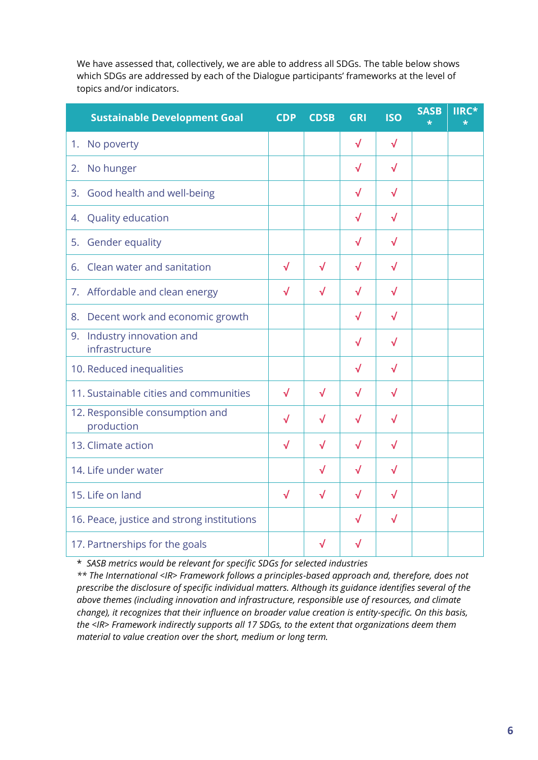We have assessed that, collectively, we are able to address all SDGs. The table below shows which SDGs are addressed by each of the Dialogue participants' frameworks at the level of topics and/or indicators.

| Sustainable Development Goal | CDP | CDSB | GRI | ISO | SASB * | IIRC* * |
|---|---|---|---|---|---|---|
| 1. No poverty | | | √ | √ | | |
| 2. No hunger | | | √ | √ | | |
| 3. Good health and well-being | | | √ | √ | | |
| 4. Quality education | | | √ | √ | | |
| 5. Gender equality | | | √ | √ | | |
| 6. Clean water and sanitation | √ | √ | √ | √ | | |
| 7. Affordable and clean energy | √ | √ | √ | √ | | |
| 8. Decent work and economic growth | | | √ | √ | | |
| 9. Industry innovation and infrastructure | | | √ | √ | | |
| 10. Reduced inequalities | | | √ | √ | | |
| 11. Sustainable cities and communities | √ | √ | √ | √ | | |
| 12. Responsible consumption and production | √ | √ | √ | √ | | |
| 13. Climate action | √ | √ | √ | √ | | |
| 14. Life under water | | √ | √ | √ | | |
| 15. Life on land | √ | √ | √ | √ | | |
| 16. Peace, justice and strong institutions | | | √ | √ | | |
| 17. Partnerships for the goals | | √ | √ | | | |

*\* SASB metrics would be relevant for specific SDGs for selected industries*

*\*\* The International <IR> Framework follows a principles-based approach and, therefore, does not prescribe the disclosure of specific individual matters. Although its guidance identifies several of the above themes (including innovation and infrastructure, responsible use of resources, and climate change), it recognizes that their influence on broader value creation is entity-specific. On this basis, the <IR> Framework indirectly supports all 17 SDGs, to the extent that organizations deem them material to value creation over the short, medium or long term.*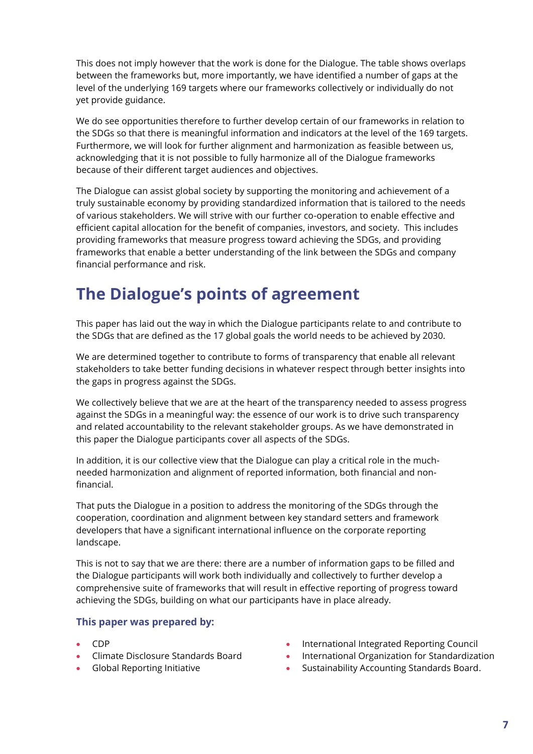This does not imply however that the work is done for the Dialogue. The table shows overlaps between the frameworks but, more importantly, we have identified a number of gaps at the level of the underlying 169 targets where our frameworks collectively or individually do not yet provide guidance.

We do see opportunities therefore to further develop certain of our frameworks in relation to the SDGs so that there is meaningful information and indicators at the level of the 169 targets. Furthermore, we will look for further alignment and harmonization as feasible between us, acknowledging that it is not possible to fully harmonize all of the Dialogue frameworks because of their different target audiences and objectives.

The Dialogue can assist global society by supporting the monitoring and achievement of a truly sustainable economy by providing standardized information that is tailored to the needs of various stakeholders. We will strive with our further co-operation to enable effective and efficient capital allocation for the benefit of companies, investors, and society. This includes providing frameworks that measure progress toward achieving the SDGs, and providing frameworks that enable a better understanding of the link between the SDGs and company financial performance and risk.

## The Dialogue's points of agreement

This paper has laid out the way in which the Dialogue participants relate to and contribute to the SDGs that are defined as the 17 global goals the world needs to be achieved by 2030.

We are determined together to contribute to forms of transparency that enable all relevant stakeholders to take better funding decisions in whatever respect through better insights into the gaps in progress against the SDGs.

We collectively believe that we are at the heart of the transparency needed to assess progress against the SDGs in a meaningful way: the essence of our work is to drive such transparency and related accountability to the relevant stakeholder groups. As we have demonstrated in this paper the Dialogue participants cover all aspects of the SDGs.

In addition, it is our collective view that the Dialogue can play a critical role in the much-needed harmonization and alignment of reported information, both financial and non-financial.

That puts the Dialogue in a position to address the monitoring of the SDGs through the cooperation, coordination and alignment between key standard setters and framework developers that have a significant international influence on the corporate reporting landscape.

This is not to say that we are there: there are a number of information gaps to be filled and the Dialogue participants will work both individually and collectively to further develop a comprehensive suite of frameworks that will result in effective reporting of progress toward achieving the SDGs, building on what our participants have in place already.

### This paper was prepared by:

- CDP
- Climate Disclosure Standards Board
- Global Reporting Initiative
- International Integrated Reporting Council
- International Organization for Standardization
- Sustainability Accounting Standards Board.